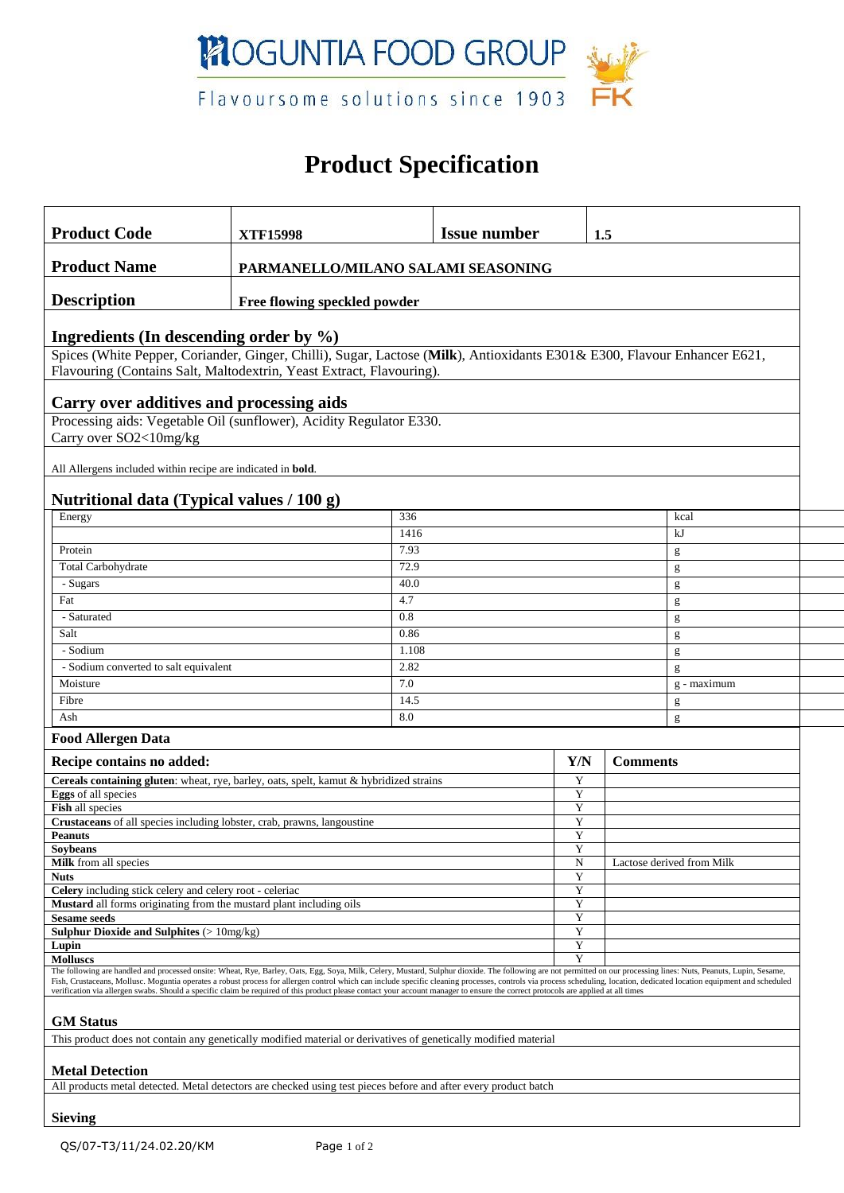MOGUNTIA FOOD GROUP

Flavoursome solutions since 1903

FK

# Product Specification

| **Product Code** | **XTF15998** | **Issue number** | **1.5** |
|---|---|---|---|
| **Product Name** | **PARMANELLO/MILANO SALAMI SEASONING** | | |
| **Description** | **Free flowing speckled powder** | | |

## Ingredients (In descending order by %)

Spices (White Pepper, Coriander, Ginger, Chilli), Sugar, Lactose (**Milk**), Antioxidants E301& E300, Flavour Enhancer E621, Flavouring (Contains Salt, Maltodextrin, Yeast Extract, Flavouring).

## Carry over additives and processing aids

Processing aids: Vegetable Oil (sunflower), Acidity Regulator E330.
Carry over SO2<10mg/kg

All Allergens included within recipe are indicated in **bold**.

## Nutritional data (Typical values / 100 g)

| | | |
|---|---|---|
| Energy | 336 | kcal |
| | 1416 | kJ |
| Protein | 7.93 | g |
| Total Carbohydrate | 72.9 | g |
| - Sugars | 40.0 | g |
| Fat | 4.7 | g |
| - Saturated | 0.8 | g |
| Salt | 0.86 | g |
| - Sodium | 1.108 | g |
| - Sodium converted to salt equivalent | 2.82 | g |
| Moisture | 7.0 | g - maximum |
| Fibre | 14.5 | g |
| Ash | 8.0 | g |

## Food Allergen Data

| **Recipe contains no added:** | **Y/N** | **Comments** |
|---|---|---|
| **Cereals containing gluten**: wheat, rye, barley, oats, spelt, kamut & hybridized strains | Y | |
| **Eggs** of all species | Y | |
| **Fish** all species | Y | |
| **Crustaceans** of all species including lobster, crab, prawns, langoustine | Y | |
| **Peanuts** | Y | |
| **Soybeans** | Y | |
| **Milk** from all species | N | Lactose derived from Milk |
| **Nuts** | Y | |
| **Celery** including stick celery and celery root - celeriac | Y | |
| **Mustard** all forms originating from the mustard plant including oils | Y | |
| **Sesame seeds** | Y | |
| **Sulphur Dioxide and Sulphites** (> 10mg/kg) | Y | |
| **Lupin** | Y | |
| **Molluscs** | Y | |

The following are handled and processed onsite: Wheat, Rye, Barley, Oats, Egg, Soya, Milk, Celery, Mustard, Sulphur dioxide. The following are not permitted on our processing lines: Nuts, Peanuts, Lupin, Sesame, Fish, Crustaceans, Mollusc. Moguntia operates a robust process for allergen control which can include specific cleaning processes, controls via process scheduling, location, dedicated location equipment and scheduled verification via allergen swabs. Should a specific claim be required of this product please contact your account manager to ensure the correct protocols are applied at all times

## GM Status

This product does not contain any genetically modified material or derivatives of genetically modified material

## Metal Detection

All products metal detected. Metal detectors are checked using test pieces before and after every product batch

## Sieving

QS/07-T3/11/24.02.20/KM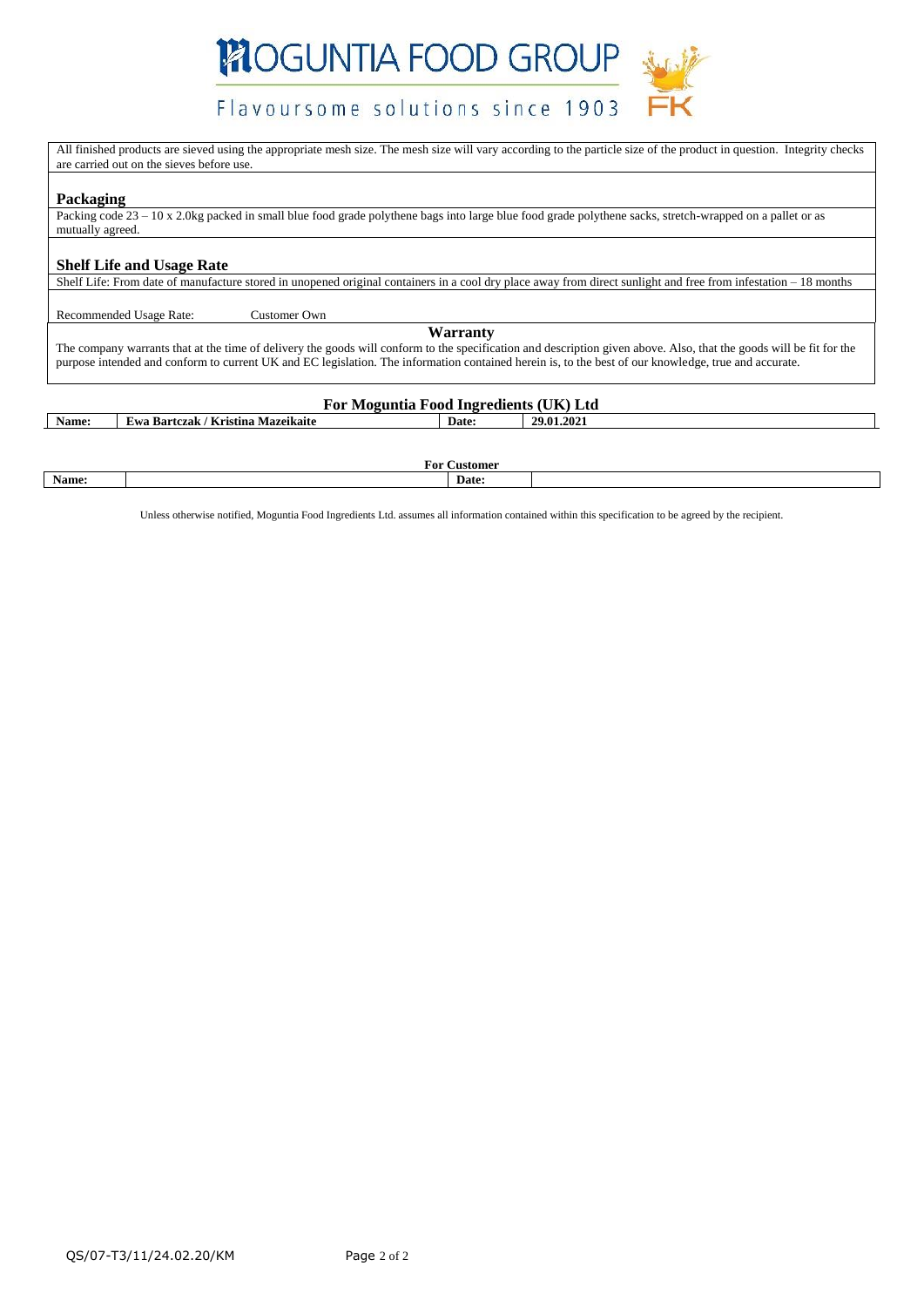All finished products are sieved using the appropriate mesh size. The mesh size will vary according to the particle size of the product in question. Integrity checks are carried out on the sieves before use.

## Packaging

Packing code 23 – 10 x 2.0kg packed in small blue food grade polythene bags into large blue food grade polythene sacks, stretch-wrapped on a pallet or as mutually agreed.

## Shelf Life and Usage Rate

Shelf Life: From date of manufacture stored in unopened original containers in a cool dry place away from direct sunlight and free from infestation – 18 months

Recommended Usage Rate: Customer Own

## Warranty

The company warrants that at the time of delivery the goods will conform to the specification and description given above. Also, that the goods will be fit for the purpose intended and conform to current UK and EC legislation. The information contained herein is, to the best of our knowledge, true and accurate.

**For Moguntia Food Ingredients (UK) Ltd**

| **Name:** | **Ewa Bartczak / Kristina Mazeikaite** | **Date:** | **29.01.2021** |
|---|---|---|---|

**For Customer**

| **Name:** | | **Date:** | |
|---|---|---|---|

Unless otherwise notified, Moguntia Food Ingredients Ltd. assumes all information contained within this specification to be agreed by the recipient.

QS/07-T3/11/24.02.20/KM